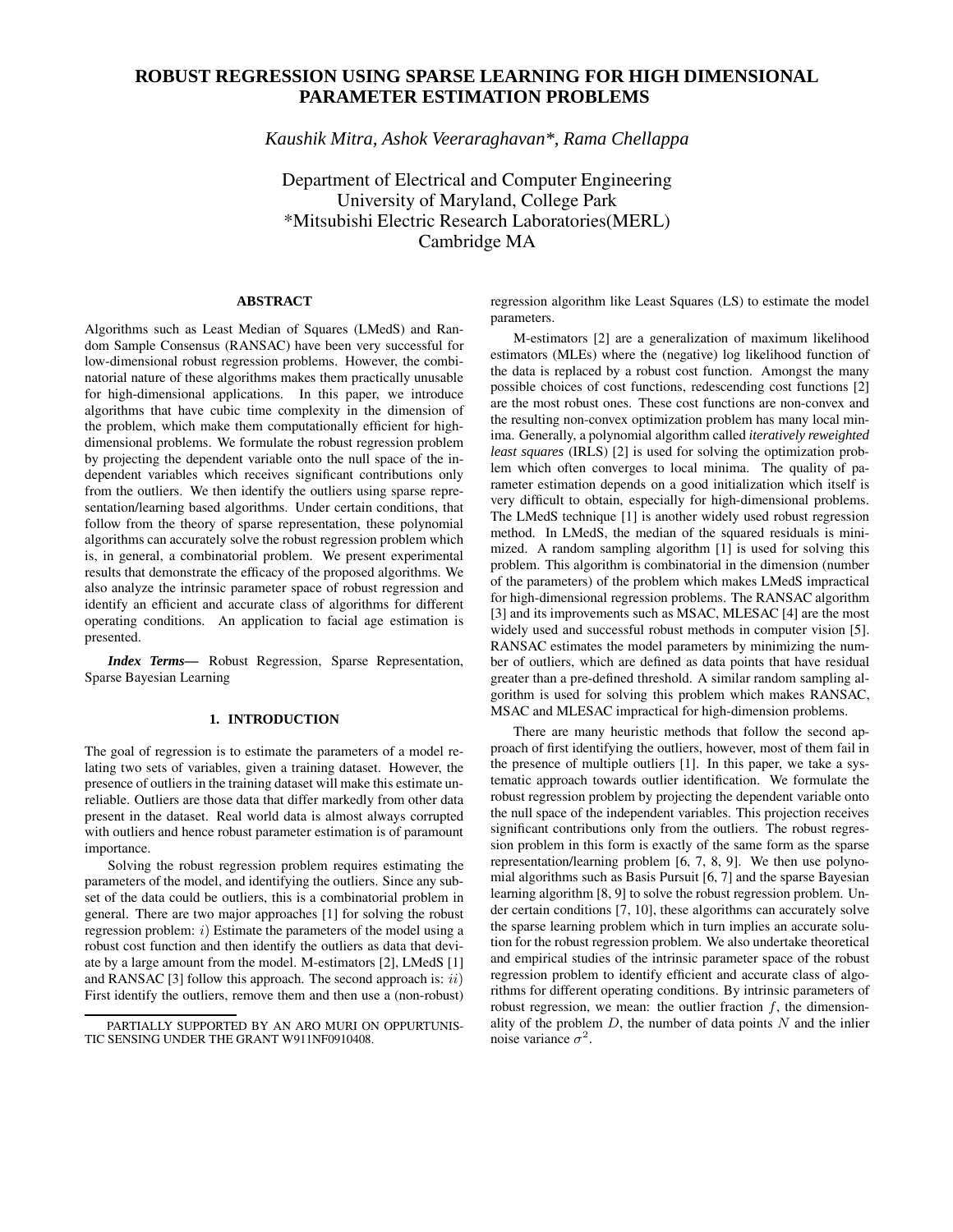# ROBUST REGRESSION USING SPARSE LEARNING FOR HIGH DIMENSIONAL PARAMETER ESTIMATION PROBLEMS

*Kaushik Mitra, Ashok Veeraraghavan\*, Rama Chellappa*

Department of Electrical and Computer Engineering
University of Maryland, College Park
\*Mitsubishi Electric Research Laboratories(MERL)
Cambridge MA

## ABSTRACT

Algorithms such as Least Median of Squares (LMedS) and Random Sample Consensus (RANSAC) have been very successful for low-dimensional robust regression problems. However, the combinatorial nature of these algorithms makes them practically unusable for high-dimensional applications. In this paper, we introduce algorithms that have cubic time complexity in the dimension of the problem, which make them computationally efficient for high-dimensional problems. We formulate the robust regression problem by projecting the dependent variable onto the null space of the independent variables which receives significant contributions only from the outliers. We then identify the outliers using sparse representation/learning based algorithms. Under certain conditions, that follow from the theory of sparse representation, these polynomial algorithms can accurately solve the robust regression problem which is, in general, a combinatorial problem. We present experimental results that demonstrate the efficacy of the proposed algorithms. We also analyze the intrinsic parameter space of robust regression and identify an efficient and accurate class of algorithms for different operating conditions. An application to facial age estimation is presented.

***Index Terms—*** Robust Regression, Sparse Representation, Sparse Bayesian Learning

## 1. INTRODUCTION

The goal of regression is to estimate the parameters of a model relating two sets of variables, given a training dataset. However, the presence of outliers in the training dataset will make this estimate unreliable. Outliers are those data that differ markedly from other data present in the dataset. Real world data is almost always corrupted with outliers and hence robust parameter estimation is of paramount importance.

Solving the robust regression problem requires estimating the parameters of the model, and identifying the outliers. Since any subset of the data could be outliers, this is a combinatorial problem in general. There are two major approaches [1] for solving the robust regression problem: $i$) Estimate the parameters of the model using a robust cost function and then identify the outliers as data that deviate by a large amount from the model. M-estimators [2], LMedS [1] and RANSAC [3] follow this approach. The second approach is: $ii$) First identify the outliers, remove them and then use a (non-robust) regression algorithm like Least Squares (LS) to estimate the model parameters.

M-estimators [2] are a generalization of maximum likelihood estimators (MLEs) where the (negative) log likelihood function of the data is replaced by a robust cost function. Amongst the many possible choices of cost functions, redescending cost functions [2] are the most robust ones. These cost functions are non-convex and the resulting non-convex optimization problem has many local minima. Generally, a polynomial algorithm called *iteratively reweighted least squares* (IRLS) [2] is used for solving the optimization problem which often converges to local minima. The quality of parameter estimation depends on a good initialization which itself is very difficult to obtain, especially for high-dimensional problems. The LMedS technique [1] is another widely used robust regression method. In LMedS, the median of the squared residuals is minimized. A random sampling algorithm [1] is used for solving this problem. This algorithm is combinatorial in the dimension (number of the parameters) of the problem which makes LMedS impractical for high-dimensional regression problems. The RANSAC algorithm [3] and its improvements such as MSAC, MLESAC [4] are the most widely used and successful robust methods in computer vision [5]. RANSAC estimates the model parameters by minimizing the number of outliers, which are defined as data points that have residual greater than a pre-defined threshold. A similar random sampling algorithm is used for solving this problem which makes RANSAC, MSAC and MLESAC impractical for high-dimension problems.

There are many heuristic methods that follow the second approach of first identifying the outliers, however, most of them fail in the presence of multiple outliers [1]. In this paper, we take a systematic approach towards outlier identification. We formulate the robust regression problem by projecting the dependent variable onto the null space of the independent variables. This projection receives significant contributions only from the outliers. The robust regression problem in this form is exactly of the same form as the sparse representation/learning problem [6, 7, 8, 9]. We then use polynomial algorithms such as Basis Pursuit [6, 7] and the sparse Bayesian learning algorithm [8, 9] to solve the robust regression problem. Under certain conditions [7, 10], these algorithms can accurately solve the sparse learning problem which in turn implies an accurate solution for the robust regression problem. We also undertake theoretical and empirical studies of the intrinsic parameter space of the robust regression problem to identify efficient and accurate class of algorithms for different operating conditions. By intrinsic parameters of robust regression, we mean: the outlier fraction $f$, the dimensionality of the problem $D$, the number of data points $N$ and the inlier noise variance $\sigma^2$.

PARTIALLY SUPPORTED BY AN ARO MURI ON OPPURTUNISTIC SENSING UNDER THE GRANT W911NF0910408.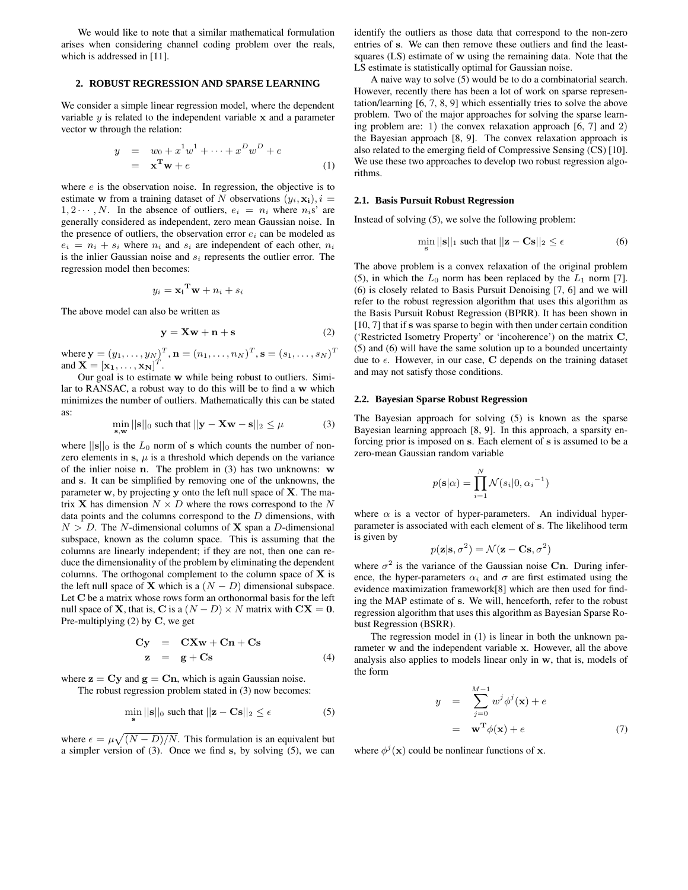We would like to note that a similar mathematical formulation arises when considering channel coding problem over the reals, which is addressed in [11].

## 2. ROBUST REGRESSION AND SPARSE LEARNING

We consider a simple linear regression model, where the dependent variable $y$ is related to the independent variable $\mathbf{x}$ and a parameter vector $\mathbf{w}$ through the relation:

$$
\begin{aligned}
y &= w_0 + x^1 w^1 + \cdots + x^D w^D + e \\
&= \mathbf{x}^\mathbf{T}\mathbf{w} + e
\end{aligned}
\tag{1}
$$

where $e$ is the observation noise. In regression, the objective is to estimate $\mathbf{w}$ from a training dataset of $N$ observations $(y_i, \mathbf{x_i}), i = 1, 2 \cdots, N$. In the absence of outliers, $e_i = n_i$ where $n_i$s' are generally considered as independent, zero mean Gaussian noise. In the presence of outliers, the observation error $e_i$ can be modeled as $e_i = n_i + s_i$ where $n_i$ and $s_i$ are independent of each other, $n_i$ is the inlier Gaussian noise and $s_i$ represents the outlier error. The regression model then becomes:

$$
y_i = \mathbf{x_i}^\mathbf{T}\mathbf{w} + n_i + s_i
$$

The above model can also be written as

$$
\mathbf{y} = \mathbf{X}\mathbf{w} + \mathbf{n} + \mathbf{s} \tag{2}
$$

where $\mathbf{y} = (y_1, \ldots, y_N)^T, \mathbf{n} = (n_1, \ldots, n_N)^T, \mathbf{s} = (s_1, \ldots, s_N)^T$ and $\mathbf{X} = [\mathbf{x_1}, \ldots, \mathbf{x_N}]^T$.

Our goal is to estimate $\mathbf{w}$ while being robust to outliers. Similar to RANSAC, a robust way to do this will be to find a $\mathbf{w}$ which minimizes the number of outliers. Mathematically this can be stated as:

$$
\min_{\mathbf{s},\mathbf{w}} ||\mathbf{s}||_0 \text{ such that } ||\mathbf{y} - \mathbf{X}\mathbf{w} - \mathbf{s}||_2 \le \mu \tag{3}
$$

where $||\mathbf{s}||_0$ is the $L_0$ norm of $\mathbf{s}$ which counts the number of non-zero elements in $\mathbf{s}$, $\mu$ is a threshold which depends on the variance of the inlier noise $\mathbf{n}$. The problem in (3) has two unknowns: $\mathbf{w}$ and $\mathbf{s}$. It can be simplified by removing one of the unknowns, the parameter $\mathbf{w}$, by projecting $\mathbf{y}$ onto the left null space of $\mathbf{X}$. The matrix $\mathbf{X}$ has dimension $N \times D$ where the rows correspond to the $N$ data points and the columns correspond to the $D$ dimensions, with $N > D$. The $N$-dimensional columns of $\mathbf{X}$ span a $D$-dimensional subspace, known as the column space. This is assuming that the columns are linearly independent; if they are not, then one can reduce the dimensionality of the problem by eliminating the dependent columns. The orthogonal complement to the column space of $\mathbf{X}$ is the left null space of $\mathbf{X}$ which is a $(N - D)$ dimensional subspace. Let $\mathbf{C}$ be a matrix whose rows form an orthonormal basis for the left null space of $\mathbf{X}$, that is, $\mathbf{C}$ is a $(N - D) \times N$ matrix with $\mathbf{C}\mathbf{X} = \mathbf{0}$. Pre-multiplying (2) by $\mathbf{C}$, we get

$$
\begin{aligned}
\mathbf{C}\mathbf{y} &= \mathbf{C}\mathbf{X}\mathbf{w} + \mathbf{C}\mathbf{n} + \mathbf{C}\mathbf{s} \\
\mathbf{z} &= \mathbf{g} + \mathbf{C}\mathbf{s}
\end{aligned}
\tag{4}
$$

where $\mathbf{z} = \mathbf{C}\mathbf{y}$ and $\mathbf{g} = \mathbf{C}\mathbf{n}$, which is again Gaussian noise.

The robust regression problem stated in (3) now becomes:

$$
\min_{\mathbf{s}} ||\mathbf{s}||_0 \text{ such that } ||\mathbf{z} - \mathbf{C}\mathbf{s}||_2 \le \epsilon \tag{5}
$$

where $\epsilon = \mu\sqrt{(N - D)/N}$. This formulation is an equivalent but a simpler version of (3). Once we find $\mathbf{s}$, by solving (5), we can identify the outliers as those data that correspond to the non-zero entries of $\mathbf{s}$. We can then remove these outliers and find the least-squares (LS) estimate of $\mathbf{w}$ using the remaining data. Note that the LS estimate is statistically optimal for Gaussian noise.

A naive way to solve (5) would be to do a combinatorial search. However, recently there has been a lot of work on sparse representation/learning [6, 7, 8, 9] which essentially tries to solve the above problem. Two of the major approaches for solving the sparse learning problem are: 1) the convex relaxation approach [6, 7] and 2) the Bayesian approach [8, 9]. The convex relaxation approach is also related to the emerging field of Compressive Sensing (CS) [10]. We use these two approaches to develop two robust regression algorithms.

### 2.1. Basis Pursuit Robust Regression

Instead of solving (5), we solve the following problem:

$$
\min_{\mathbf{s}} ||\mathbf{s}||_1 \text{ such that } ||\mathbf{z} - \mathbf{C}\mathbf{s}||_2 \le \epsilon \tag{6}
$$

The above problem is a convex relaxation of the original problem (5), in which the $L_0$ norm has been replaced by the $L_1$ norm [7]. (6) is closely related to Basis Pursuit Denoising [7, 6] and we will refer to the robust regression algorithm that uses this algorithm as the Basis Pursuit Robust Regression (BPRR). It has been shown in [10, 7] that if $\mathbf{s}$ was sparse to begin with then under certain condition ('Restricted Isometry Property' or 'incoherence') on the matrix $\mathbf{C}$, (5) and (6) will have the same solution up to a bounded uncertainty due to $\epsilon$. However, in our case, $\mathbf{C}$ depends on the training dataset and may not satisfy those conditions.

### 2.2. Bayesian Sparse Robust Regression

The Bayesian approach for solving (5) is known as the sparse Bayesian learning approach [8, 9]. In this approach, a sparsity enforcing prior is imposed on $\mathbf{s}$. Each element of $\mathbf{s}$ is assumed to be a zero-mean Gaussian random variable

$$
p(\mathbf{s}|\alpha) = \prod_{i=1}^{N} \mathcal{N}(s_i|0, {\alpha_i}^{-1})
$$

where $\alpha$ is a vector of hyper-parameters. An individual hyper-parameter is associated with each element of $\mathbf{s}$. The likelihood term is given by

$$
p(\mathbf{z}|\mathbf{s}, \sigma^2) = \mathcal{N}(\mathbf{z} - \mathbf{C}\mathbf{s}, \sigma^2)
$$

where $\sigma^2$ is the variance of the Gaussian noise $\mathbf{C}\mathbf{n}$. During inference, the hyper-parameters $\alpha_i$ and $\sigma$ are first estimated using the evidence maximization framework[8] which are then used for finding the MAP estimate of $\mathbf{s}$. We will, henceforth, refer to the robust regression algorithm that uses this algorithm as Bayesian Sparse Robust Regression (BSRR).

The regression model in (1) is linear in both the unknown parameter $\mathbf{w}$ and the independent variable $\mathbf{x}$. However, all the above analysis also applies to models linear only in $\mathbf{w}$, that is, models of the form

$$
\begin{aligned}
y &= \sum_{j=0}^{M-1} w^j \phi^j(\mathbf{x}) + e \\
&= \mathbf{w}^\mathbf{T}\phi(\mathbf{x}) + e
\end{aligned}
\tag{7}
$$

where $\phi^j(\mathbf{x})$ could be nonlinear functions of $\mathbf{x}$.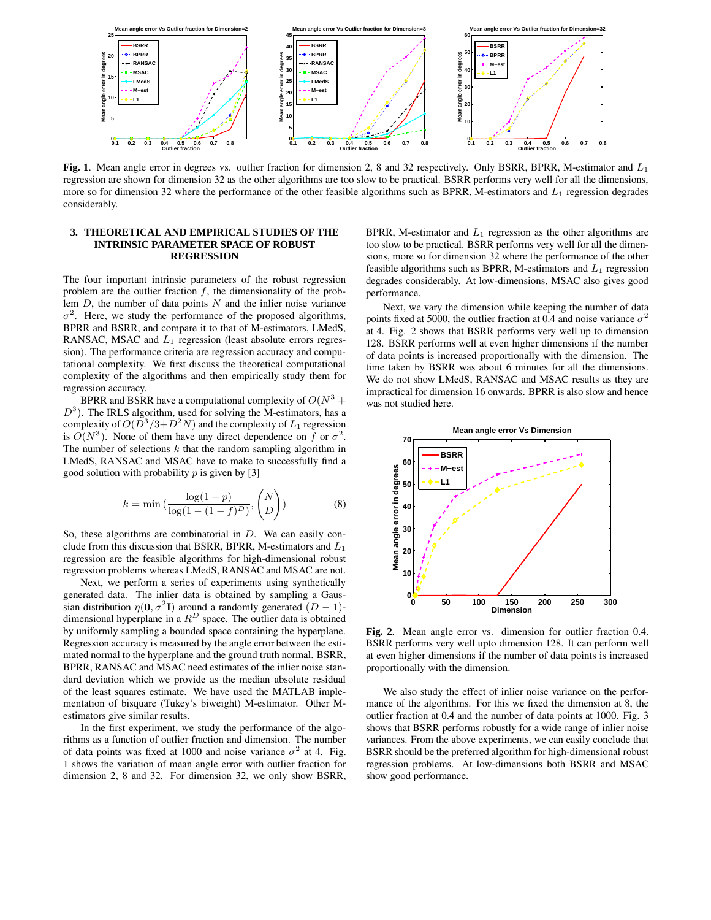**Fig. 1**. Mean angle error in degrees vs. outlier fraction for dimension 2, 8 and 32 respectively. Only BSRR, BPRR, M-estimator and $L_1$ regression are shown for dimension 32 as the other algorithms are too slow to be practical. BSRR performs very well for all the dimensions, more so for dimension 32 where the performance of the other feasible algorithms such as BPRR, M-estimators and $L_1$ regression degrades considerably.

## 3. THEORETICAL AND EMPIRICAL STUDIES OF THE INTRINSIC PARAMETER SPACE OF ROBUST REGRESSION

The four important intrinsic parameters of the robust regression problem are the outlier fraction $f$, the dimensionality of the problem $D$, the number of data points $N$ and the inlier noise variance $\sigma^2$. Here, we study the performance of the proposed algorithms, BPRR and BSRR, and compare it to that of the M-estimators, LMedS, RANSAC, MSAC and $L_1$ regression (least absolute errors regression). The performance criteria are regression accuracy and computational complexity. We first discuss the theoretical computational complexity of the algorithms and then empirically study them for regression accuracy.

BPRR and BSRR have a computational complexity of $O(N^3 + D^3)$. The IRLS algorithm, used for solving the M-estimators, has a complexity of $O(D^3/3 + D^2N)$ and the complexity of $L_1$ regression is $O(N^3)$. None of them have any direct dependence on $f$ or $\sigma^2$. The number of selections $k$ that the random sampling algorithm in LMedS, RANSAC and MSAC have to make to successfully find a good solution with probability $p$ is given by [3]

$$k = \min\left(\frac{\log(1-p)}{\log(1-(1-f)^D)}, \binom{N}{D}\right) \tag{8}$$

So, these algorithms are combinatorial in $D$. We can easily conclude from this discussion that BSRR, BPRR, M-estimators and $L_1$ regression are the feasible algorithms for high-dimensional robust regression problems whereas LMedS, RANSAC and MSAC are not.

Next, we perform a series of experiments using synthetically generated data. The inlier data is obtained by sampling a Gaussian distribution $\eta(\mathbf{0}, \sigma^2\mathbf{I})$ around a randomly generated $(D-1)$-dimensional hyperplane in a $R^D$ space. The outlier data is obtained by uniformly sampling a bounded space containing the hyperplane. Regression accuracy is measured by the angle error between the estimated normal to the hyperplane and the ground truth normal. BSRR, BPRR, RANSAC and MSAC need estimates of the inlier noise standard deviation which we provide as the median absolute residual of the least squares estimate. We have used the MATLAB implementation of bisquare (Tukey's biweight) M-estimator. Other M-estimators give similar results.

In the first experiment, we study the performance of the algorithms as a function of outlier fraction and dimension. The number of data points was fixed at 1000 and noise variance $\sigma^2$ at 4. Fig. 1 shows the variation of mean angle error with outlier fraction for dimension 2, 8 and 32. For dimension 32, we only show BSRR, BPRR, M-estimator and $L_1$ regression as the other algorithms are too slow to be practical. BSRR performs very well for all the dimensions, more so for dimension 32 where the performance of the other feasible algorithms such as BPRR, M-estimators and $L_1$ regression degrades considerably. At low-dimensions, MSAC also gives good performance.

Next, we vary the dimension while keeping the number of data points fixed at 5000, the outlier fraction at 0.4 and noise variance $\sigma^2$ at 4. Fig. 2 shows that BSRR performs very well up to dimension 128. BSRR performs well at even higher dimensions if the number of data points is increased proportionally with the dimension. The time taken by BSRR was about 6 minutes for all the dimensions. We do not show LMedS, RANSAC and MSAC results as they are impractical for dimension 16 onwards. BPRR is also slow and hence was not studied here.

**Fig. 2**. Mean angle error vs. dimension for outlier fraction 0.4. BSRR performs very well upto dimension 128. It can perform well at even higher dimensions if the number of data points is increased proportionally with the dimension.

We also study the effect of inlier noise variance on the performance of the algorithms. For this we fixed the dimension at 8, the outlier fraction at 0.4 and the number of data points at 1000. Fig. 3 shows that BSRR performs robustly for a wide range of inlier noise variances. From the above experiments, we can easily conclude that BSRR should be the preferred algorithm for high-dimensional robust regression problems. At low-dimensions both BSRR and MSAC show good performance.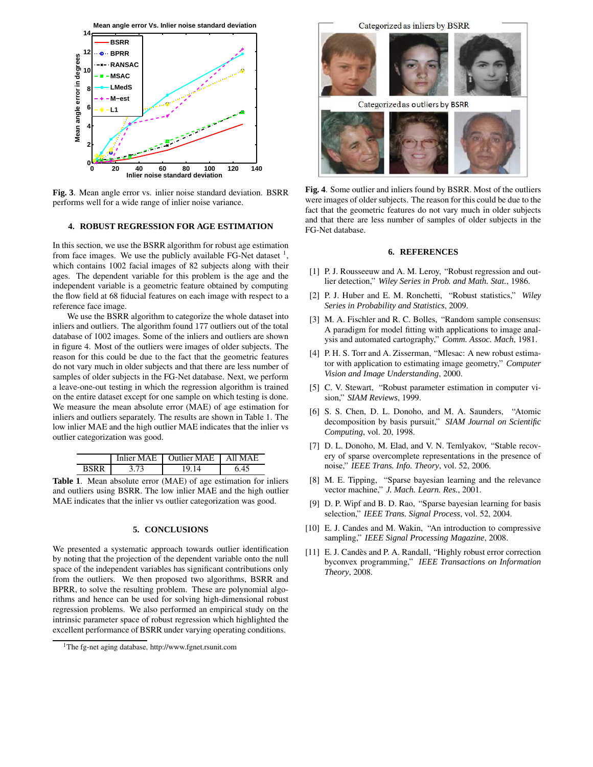Mean angle error Vs. Inlier noise standard deviation

Mean angle error in degrees

Inlier noise standard deviation

BSRR
BPRR
RANSAC
MSAC
LMedS
M−est
L1

0 20 40 60 80 100 120 140

0 2 4 6 8 10 12 14

**Fig. 3**. Mean angle error vs. inlier noise standard deviation. BSRR performs well for a wide range of inlier noise variance.

## 4. ROBUST REGRESSION FOR AGE ESTIMATION

In this section, we use the BSRR algorithm for robust age estimation from face images. We use the publicly available FG-Net dataset [1], which contains 1002 facial images of 82 subjects along with their ages. The dependent variable for this problem is the age and the independent variable is a geometric feature obtained by computing the flow field at 68 fiducial features on each image with respect to a reference face image.

We use the BSRR algorithm to categorize the whole dataset into inliers and outliers. The algorithm found 177 outliers out of the total database of 1002 images. Some of the inliers and outliers are shown in figure 4. Most of the outliers were images of older subjects. The reason for this could be due to the fact that the geometric features do not vary much in older subjects and that there are less number of samples of older subjects in the FG-Net database. Next, we perform a leave-one-out testing in which the regression algorithm is trained on the entire dataset except for one sample on which testing is done. We measure the mean absolute error (MAE) of age estimation for inliers and outliers separately. The results are shown in Table 1. The low inlier MAE and the high outlier MAE indicates that the inlier vs outlier categorization was good.

| | Inlier MAE | Outlier MAE | All MAE |
|---|---|---|---|
| BSRR | 3.73 | 19.14 | 6.45 |

**Table 1**. Mean absolute error (MAE) of age estimation for inliers and outliers using BSRR. The low inlier MAE and the high outlier MAE indicates that the inlier vs outlier categorization was good.

## 5. CONCLUSIONS

We presented a systematic approach towards outlier identification by noting that the projection of the dependent variable onto the null space of the independent variables has significant contributions only from the outliers. We then proposed two algorithms, BSRR and BPRR, to solve the resulting problem. These are polynomial algorithms and hence can be used for solving high-dimensional robust regression problems. We also performed an empirical study on the intrinsic parameter space of robust regression which highlighted the excellent performance of BSRR under varying operating conditions.

[1] The fg-net aging database, http://www.fgnet.rsunit.com

Categorized as inliers by BSRR

Categorized as outliers by BSRR

**Fig. 4**. Some outlier and inliers found by BSRR. Most of the outliers were images of older subjects. The reason for this could be due to the fact that the geometric features do not vary much in older subjects and that there are less number of samples of older subjects in the FG-Net database.

## 6. REFERENCES

[1] P. J. Rousseeuw and A. M. Leroy, "Robust regression and outlier detection," *Wiley Series in Prob. and Math. Stat.*, 1986.

[2] P. J. Huber and E. M. Ronchetti, "Robust statistics," *Wiley Series in Probability and Statistics*, 2009.

[3] M. A. Fischler and R. C. Bolles, "Random sample consensus: A paradigm for model fitting with applications to image analysis and automated cartography," *Comm. Assoc. Mach*, 1981.

[4] P. H. S. Torr and A. Zisserman, "Mlesac: A new robust estimator with application to estimating image geometry," *Computer Vision and Image Understanding*, 2000.

[5] C. V. Stewart, "Robust parameter estimation in computer vision," *SIAM Reviews*, 1999.

[6] S. S. Chen, D. L. Donoho, and M. A. Saunders, "Atomic decomposition by basis pursuit," *SIAM Journal on Scientific Computing*, vol. 20, 1998.

[7] D. L. Donoho, M. Elad, and V. N. Temlyakov, "Stable recovery of sparse overcomplete representations in the presence of noise," *IEEE Trans. Info. Theory*, vol. 52, 2006.

[8] M. E. Tipping, "Sparse bayesian learning and the relevance vector machine," *J. Mach. Learn. Res.*, 2001.

[9] D. P. Wipf and B. D. Rao, "Sparse bayesian learning for basis selection," *IEEE Trans. Signal Process*, vol. 52, 2004.

[10] E. J. Candes and M. Wakin, "An introduction to compressive sampling," *IEEE Signal Processing Magazine*, 2008.

[11] E. J. Candès and P. A. Randall, "Highly robust error correction byconvex programming," *IEEE Transactions on Information Theory*, 2008.